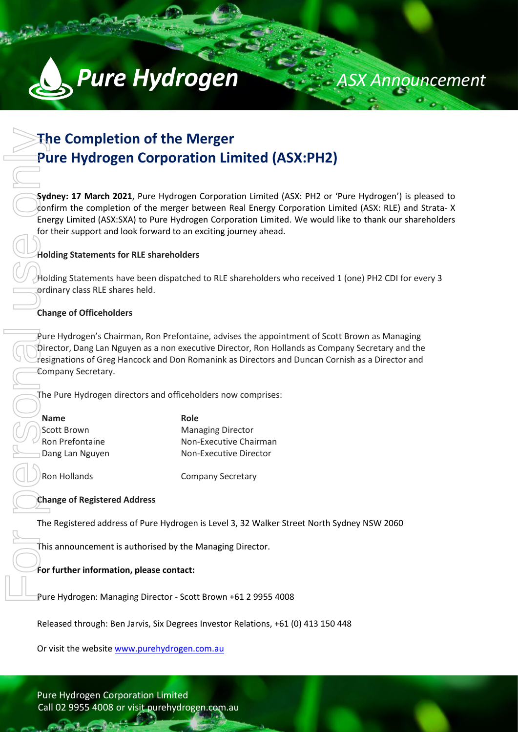# The Completion of the Merger
# Pure Hydrogen Corporation Limited (ASX:PH2)

**Sydney: 17 March 2021**, Pure Hydrogen Corporation Limited (ASX: PH2 or 'Pure Hydrogen') is pleased to confirm the completion of the merger between Real Energy Corporation Limited (ASX: RLE) and Strata- X Energy Limited (ASX:SXA) to Pure Hydrogen Corporation Limited. We would like to thank our shareholders for their support and look forward to an exciting journey ahead.

**Holding Statements for RLE shareholders**

Holding Statements have been dispatched to RLE shareholders who received 1 (one) PH2 CDI for every 3 ordinary class RLE shares held.

**Change of Officeholders**

Pure Hydrogen's Chairman, Ron Prefontaine, advises the appointment of Scott Brown as Managing Director, Dang Lan Nguyen as a non executive Director, Ron Hollands as Company Secretary and the resignations of Greg Hancock and Don Romanink as Directors and Duncan Cornish as a Director and Company Secretary.

The Pure Hydrogen directors and officeholders now comprises:

| Name | Role |
|---|---|
| Scott Brown | Managing Director |
| Ron Prefontaine | Non-Executive Chairman |
| Dang Lan Nguyen | Non-Executive Director |
| Ron Hollands | Company Secretary |

**Change of Registered Address**

The Registered address of Pure Hydrogen is Level 3, 32 Walker Street North Sydney NSW 2060

This announcement is authorised by the Managing Director.

**For further information, please contact:**

Pure Hydrogen: Managing Director - Scott Brown +61 2 9955 4008

Released through: Ben Jarvis, Six Degrees Investor Relations, +61 (0) 413 150 448

Or visit the website www.purehydrogen.com.au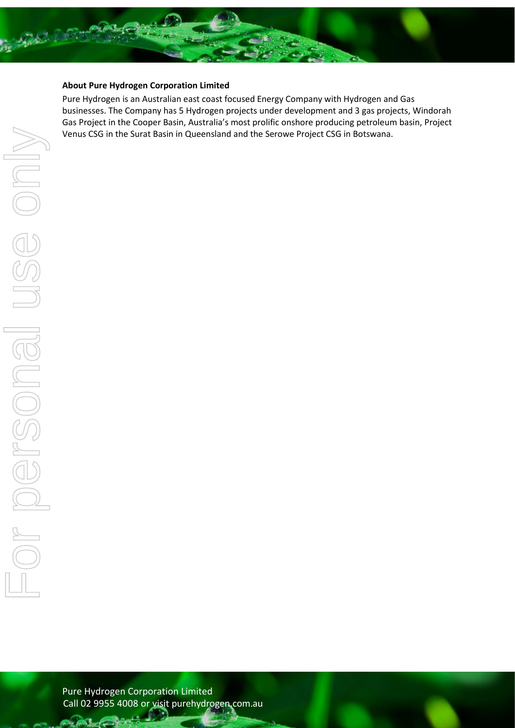**About Pure Hydrogen Corporation Limited**

Pure Hydrogen is an Australian east coast focused Energy Company with Hydrogen and Gas businesses. The Company has 5 Hydrogen projects under development and 3 gas projects, Windorah Gas Project in the Cooper Basin, Australia's most prolific onshore producing petroleum basin, Project Venus CSG in the Surat Basin in Queensland and the Serowe Project CSG in Botswana.

Pure Hydrogen Corporation Limited
Call 02 9955 4008 or visit purehydrogen.com.au